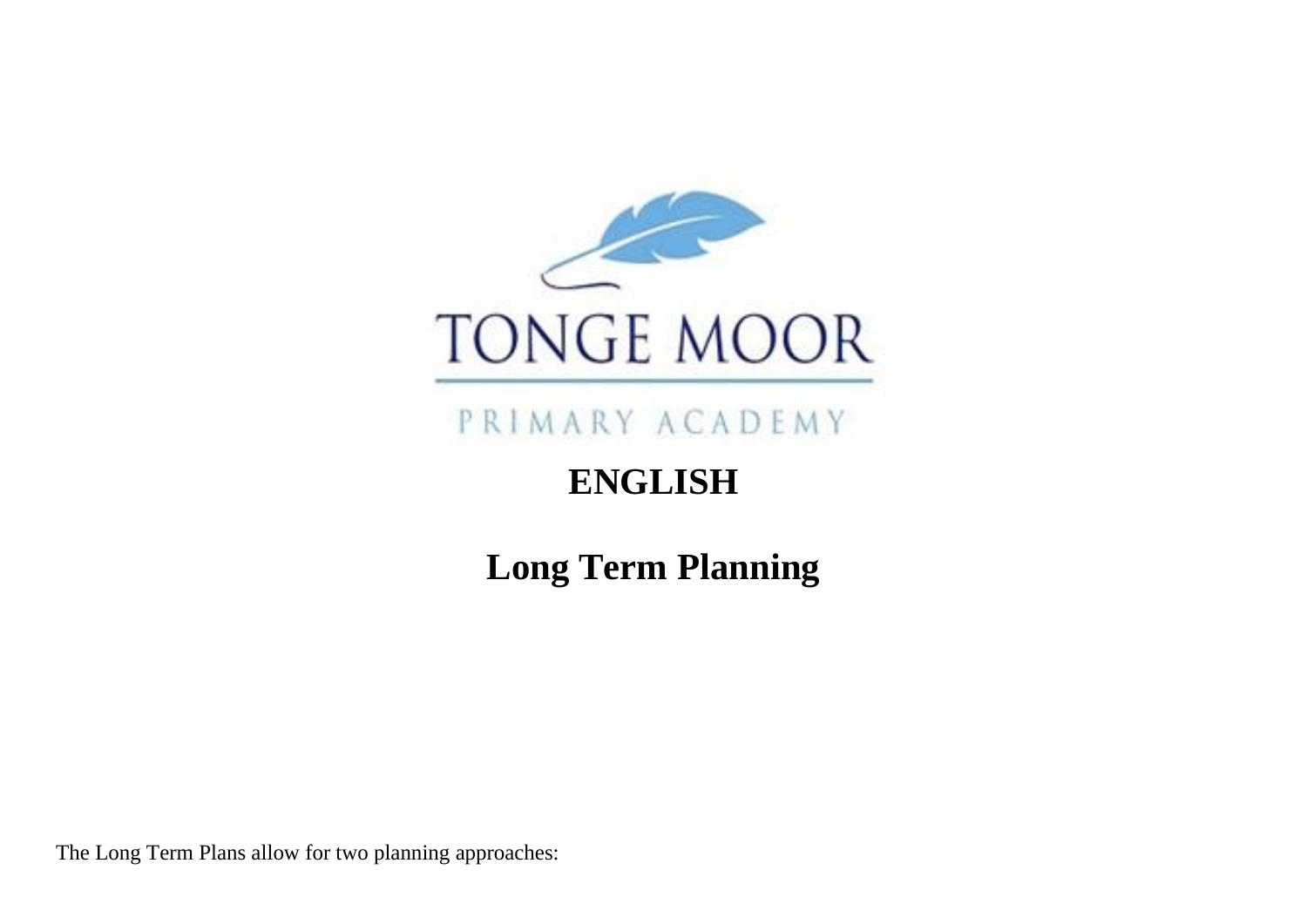TONGE MOOR

PRIMARY ACADEMY

# ENGLISH

# Long Term Planning

The Long Term Plans allow for two planning approaches: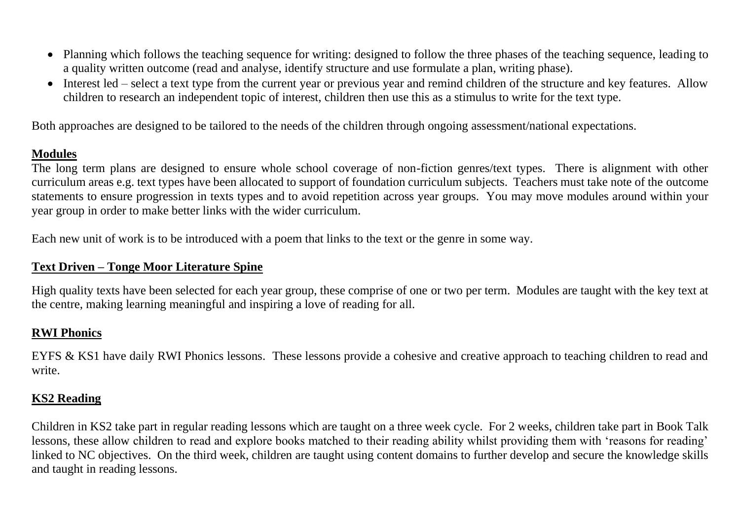- Planning which follows the teaching sequence for writing: designed to follow the three phases of the teaching sequence, leading to a quality written outcome (read and analyse, identify structure and use formulate a plan, writing phase).
- Interest led – select a text type from the current year or previous year and remind children of the structure and key features. Allow children to research an independent topic of interest, children then use this as a stimulus to write for the text type.

Both approaches are designed to be tailored to the needs of the children through ongoing assessment/national expectations.

**Modules**

The long term plans are designed to ensure whole school coverage of non-fiction genres/text types. There is alignment with other curriculum areas e.g. text types have been allocated to support of foundation curriculum subjects. Teachers must take note of the outcome statements to ensure progression in texts types and to avoid repetition across year groups. You may move modules around within your year group in order to make better links with the wider curriculum.

Each new unit of work is to be introduced with a poem that links to the text or the genre in some way.

**Text Driven – Tonge Moor Literature Spine**

High quality texts have been selected for each year group, these comprise of one or two per term. Modules are taught with the key text at the centre, making learning meaningful and inspiring a love of reading for all.

**RWI Phonics**

EYFS & KS1 have daily RWI Phonics lessons. These lessons provide a cohesive and creative approach to teaching children to read and write.

**KS2 Reading**

Children in KS2 take part in regular reading lessons which are taught on a three week cycle. For 2 weeks, children take part in Book Talk lessons, these allow children to read and explore books matched to their reading ability whilst providing them with 'reasons for reading' linked to NC objectives. On the third week, children are taught using content domains to further develop and secure the knowledge skills and taught in reading lessons.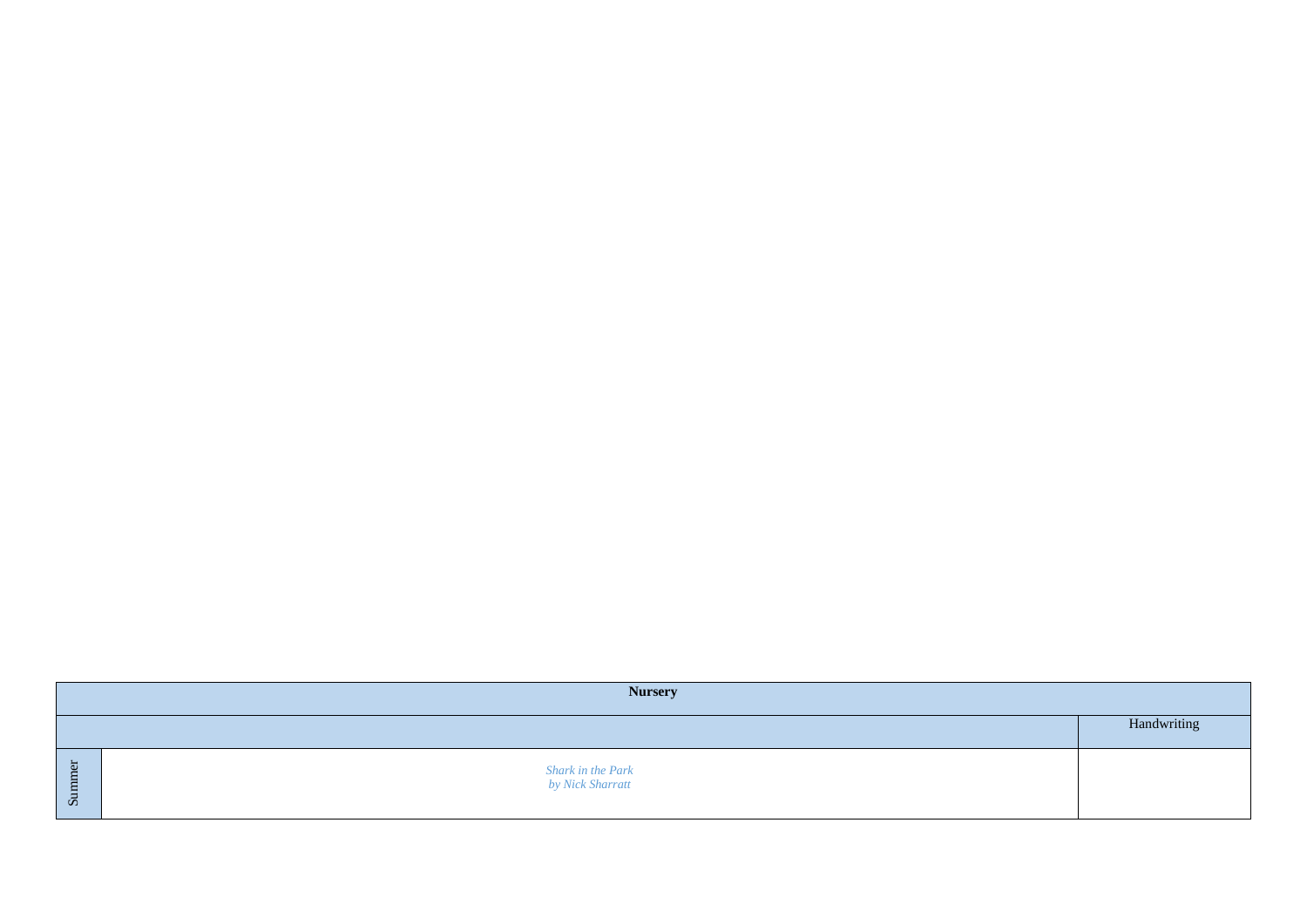| Nursery | | |
|---|---|---|
| | | Handwriting |
| Summer | *Shark in the Park*<br>*by Nick Sharratt* | |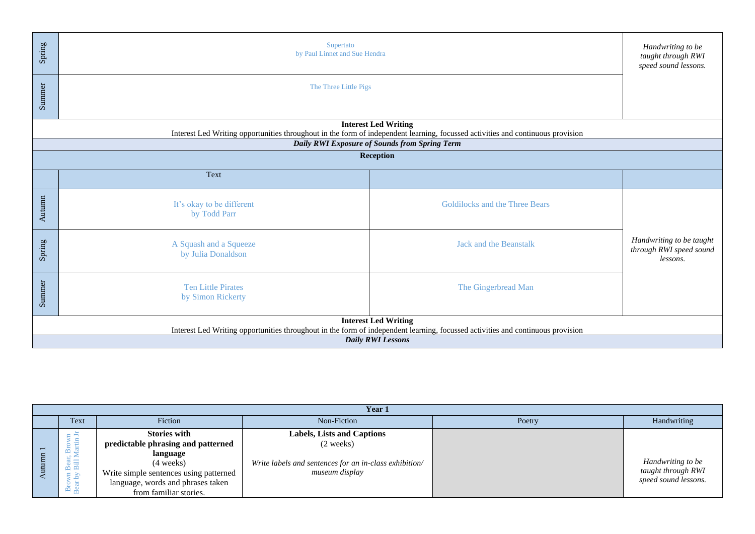| | | |
|---|---|---|
| Spring | Supertato<br>by Paul Linnet and Sue Hendra | *Handwriting to be taught through RWI speed sound lessons.* |
| Summer | The Three Little Pigs | |
| **Interest Led Writing**<br>Interest Led Writing opportunities throughout in the form of independent learning, focussed activities and continuous provision | | |
| ***Daily RWI Exposure of Sounds from Spring Term*** | | |

| **Reception** | | | |
|---|---|---|---|
| | Text | | |
| Autumn | It's okay to be different<br>by Todd Parr | Goldilocks and the Three Bears | *Handwriting to be taught through RWI speed sound lessons.* |
| Spring | A Squash and a Squeeze<br>by Julia Donaldson | Jack and the Beanstalk | |
| Summer | Ten Little Pirates<br>by Simon Rickerty | The Gingerbread Man | |
| **Interest Led Writing**<br>Interest Led Writing opportunities throughout in the form of independent learning, focussed activities and continuous provision | | | |
| ***Daily RWI Lessons*** | | | |

| **Year 1** | | | | | |
|---|---|---|---|---|---|
| | Text | Fiction | Non-Fiction | Poetry | Handwriting |
| Autumn 1 | Brown Bear, Brown Bear by Bill Martin Jr | **Stories with predictable phrasing and patterned language**<br>(4 weeks)<br>Write simple sentences using patterned language, words and phrases taken from familiar stories. | **Labels, Lists and Captions**<br>(2 weeks)<br>*Write labels and sentences for an in-class exhibition/ museum display* | | *Handwriting to be taught through RWI speed sound lessons.* |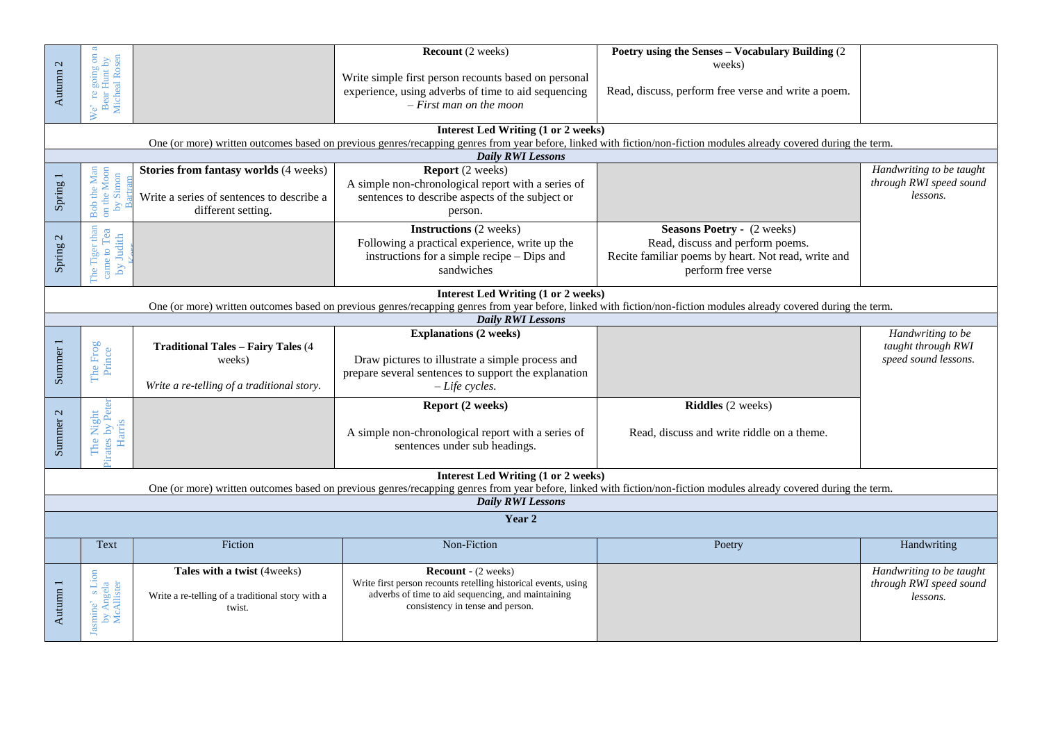| Autumn 2 | We're going on a Bear Hunt by Micheal Rosen | | **Recount** (2 weeks)<br><br>Write simple first person recounts based on personal experience, using adverbs of time to aid sequencing *– First man on the moon* | **Poetry using the Senses – Vocabulary Building** (2 weeks)<br><br>Read, discuss, perform free verse and write a poem. | |
|---|---|---|---|---|---|
| **Interest Led Writing (1 or 2 weeks)**<br>One (or more) written outcomes based on previous genres/recapping genres from year before, linked with fiction/non-fiction modules already covered during the term. | | | | | |
| ***Daily RWI Lessons*** | | | | | |
| Spring 1 | Bob the Man on the Moon by Simon Bartram | **Stories from fantasy worlds** (4 weeks)<br><br>Write a series of sentences to describe a different setting. | **Report** (2 weeks)<br>A simple non-chronological report with a series of sentences to describe aspects of the subject or person. | | *Handwriting to be taught through RWI speed sound lessons.* |
| Spring 2 | The Tiger than came to Tea by Judith Kerr | | **Instructions** (2 weeks)<br>Following a practical experience, write up the instructions for a simple recipe – Dips and sandwiches | **Seasons Poetry -** (2 weeks)<br>Read, discuss and perform poems.<br>Recite familiar poems by heart. Not read, write and perform free verse | |
| **Interest Led Writing (1 or 2 weeks)**<br>One (or more) written outcomes based on previous genres/recapping genres from year before, linked with fiction/non-fiction modules already covered during the term. | | | | | |
| ***Daily RWI Lessons*** | | | | | |
| Summer 1 | The Frog Prince | **Traditional Tales – Fairy Tales** (4 weeks)<br><br>*Write a re-telling of a traditional story.* | **Explanations (2 weeks)**<br><br>Draw pictures to illustrate a simple process and prepare several sentences to support the explanation *– Life cycles.* | | *Handwriting to be taught through RWI speed sound lessons.* |
| Summer 2 | The Night Pirates by Peter Harris | | **Report (2 weeks)**<br><br>A simple non-chronological report with a series of sentences under sub headings. | **Riddles** (2 weeks)<br><br>Read, discuss and write riddle on a theme. | |
| **Interest Led Writing (1 or 2 weeks)**<br>One (or more) written outcomes based on previous genres/recapping genres from year before, linked with fiction/non-fiction modules already covered during the term. | | | | | |
| ***Daily RWI Lessons*** | | | | | |
| **Year 2** | | | | | |
| | Text | Fiction | Non-Fiction | Poetry | Handwriting |
| Autumn 1 | Jasmine's Lion by Angela McAllister | **Tales with a twist** (4weeks)<br><br>Write a re-telling of a traditional story with a twist. | **Recount** - (2 weeks)<br>Write first person recounts retelling historical events, using adverbs of time to aid sequencing, and maintaining consistency in tense and person. | | *Handwriting to be taught through RWI speed sound lessons.* |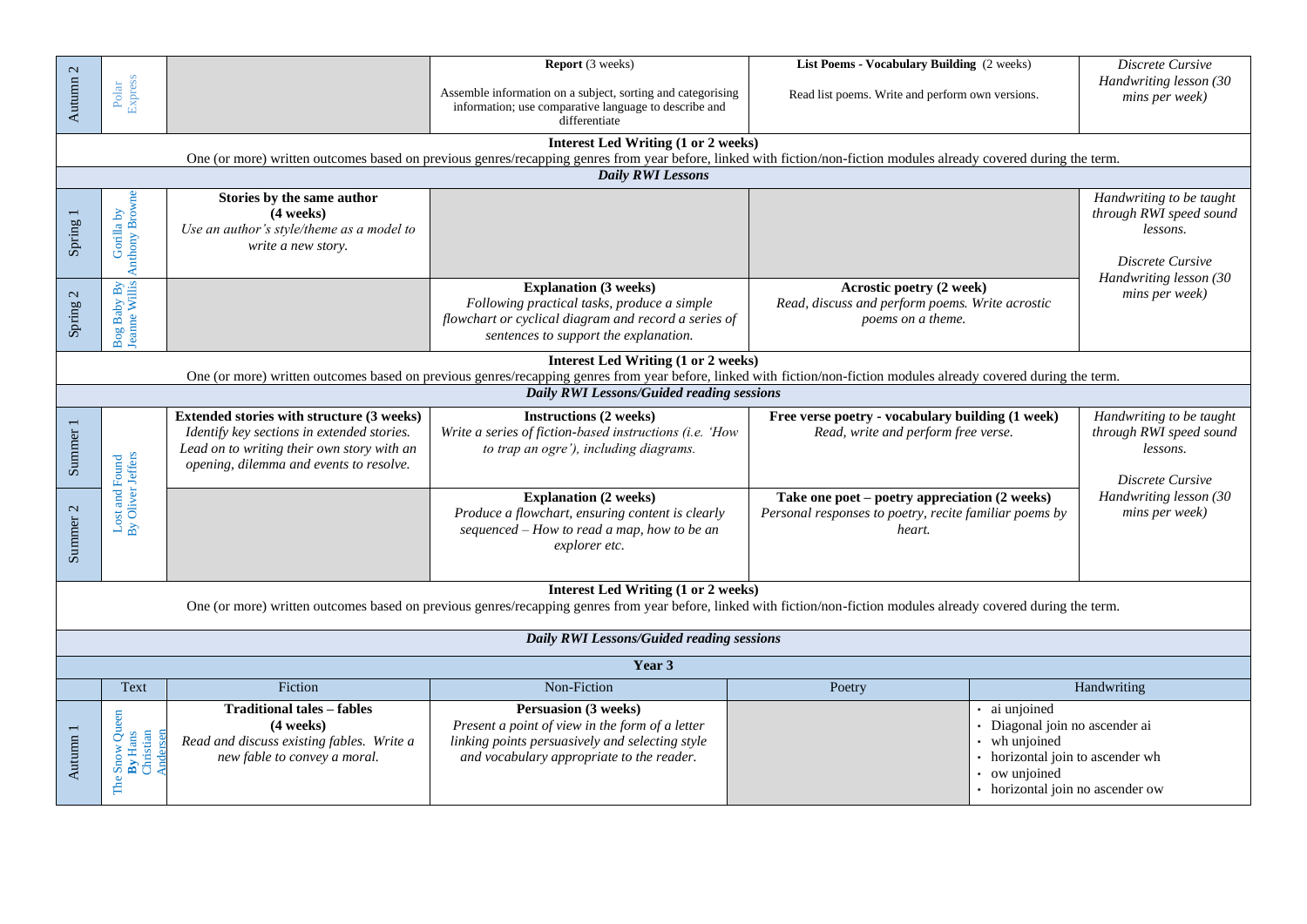| | | | | | |
|---|---|---|---|---|---|
| Autumn 2 | Polar Express | | **Report** (3 weeks)<br><br>Assemble information on a subject, sorting and categorising information; use comparative language to describe and differentiate | **List Poems - Vocabulary Building** (2 weeks)<br><br>Read list poems. Write and perform own versions. | *Discrete Cursive Handwriting lesson (30 mins per week)* |
| **Interest Led Writing (1 or 2 weeks)**<br>One (or more) written outcomes based on previous genres/recapping genres from year before, linked with fiction/non-fiction modules already covered during the term. | | | | | |
| ***Daily RWI Lessons*** | | | | | |
| Spring 1 | Gorilla by Anthony Browne | **Stories by the same author (4 weeks)**<br>*Use an author's style/theme as a model to write a new story.* | | | *Handwriting to be taught through RWI speed sound lessons.*<br><br>*Discrete Cursive Handwriting lesson (30 mins per week)* |
| Spring 2 | Bog Baby By Jeanne Willis | | **Explanation (3 weeks)**<br>*Following practical tasks, produce a simple flowchart or cyclical diagram and record a series of sentences to support the explanation.* | **Acrostic poetry (2 week)**<br>*Read, discuss and perform poems. Write acrostic poems on a theme.* | |
| **Interest Led Writing (1 or 2 weeks)**<br>One (or more) written outcomes based on previous genres/recapping genres from year before, linked with fiction/non-fiction modules already covered during the term. | | | | | |
| ***Daily RWI Lessons/Guided reading sessions*** | | | | | |
| Summer 1 | Lost and Found By Oliver Jeffers | **Extended stories with structure (3 weeks)**<br>*Identify key sections in extended stories. Lead on to writing their own story with an opening, dilemma and events to resolve.* | **Instructions (2 weeks)**<br>*Write a series of fiction-based instructions (i.e. 'How to trap an ogre'), including diagrams.* | **Free verse poetry - vocabulary building (1 week)**<br>*Read, write and perform free verse.* | *Handwriting to be taught through RWI speed sound lessons.*<br><br>*Discrete Cursive Handwriting lesson (30 mins per week)* |
| Summer 2 | | | **Explanation (2 weeks)**<br>*Produce a flowchart, ensuring content is clearly sequenced – How to read a map, how to be an explorer etc.* | **Take one poet – poetry appreciation (2 weeks)**<br>*Personal responses to poetry, recite familiar poems by heart.* | |
| **Interest Led Writing (1 or 2 weeks)**<br>One (or more) written outcomes based on previous genres/recapping genres from year before, linked with fiction/non-fiction modules already covered during the term. | | | | | |
| ***Daily RWI Lessons/Guided reading sessions*** | | | | | |

| | Text | Fiction | Non-Fiction | Poetry | Handwriting |
|---|---|---|---|---|---|
| **Year 3** | | | | | |
| Autumn 1 | The Snow Queen **By** Hans Christian Andersen | **Traditional tales – fables (4 weeks)**<br>*Read and discuss existing fables. Write a new fable to convey a moral.* | **Persuasion (3 weeks)**<br>*Present a point of view in the form of a letter linking points persuasively and selecting style and vocabulary appropriate to the reader.* | | • ai unjoined<br>• Diagonal join no ascender ai<br>• wh unjoined<br>• horizontal join to ascender wh<br>• ow unjoined<br>• horizontal join no ascender ow |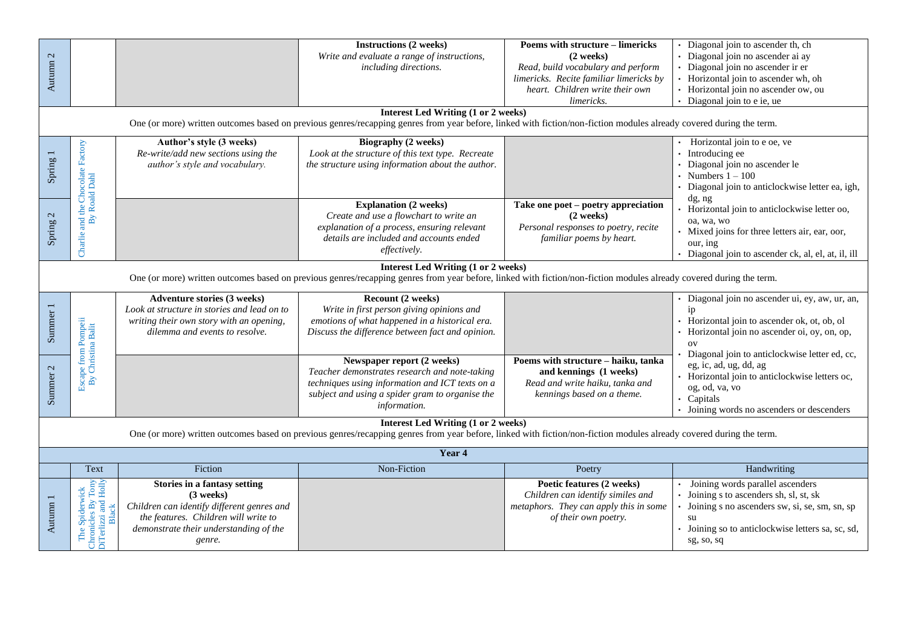| | Text | Fiction | Non-Fiction | Poetry | Handwriting |
|---|---|---|---|---|---|
| Autumn 2 | | | **Instructions (2 weeks)** *Write and evaluate a range of instructions, including directions.* | **Poems with structure – limericks (2 weeks)** *Read, build vocabulary and perform limericks. Recite familiar limericks by heart. Children write their own limericks.* | • Diagonal join to ascender th, ch • Diagonal join no ascender ai ay • Diagonal join no ascender ir er • Horizontal join to ascender wh, oh • Horizontal join no ascender ow, ou • Diagonal join to e ie, ue |
| **Interest Led Writing (1 or 2 weeks)** One (or more) written outcomes based on previous genres/recapping genres from year before, linked with fiction/non-fiction modules already covered during the term. | | | | | |
| Spring 1 | Charlie and the Chocolate Factory By Roald Dahl | **Author's style (3 weeks)** *Re-write/add new sections using the author's style and vocabulary.* | **Biography (2 weeks)** *Look at the structure of this text type. Recreate the structure using information about the author.* | | • Horizontal join to e oe, ve • Introducing ee • Diagonal join no ascender le • Numbers 1 – 100 • Diagonal join to anticlockwise letter ea, igh, dg, ng • Horizontal join to anticlockwise letter oo, oa, wa, wo • Mixed joins for three letters air, ear, oor, our, ing • Diagonal join to ascender ck, al, el, at, il, ill |
| Spring 2 | | | **Explanation (2 weeks)** *Create and use a flowchart to write an explanation of a process, ensuring relevant details are included and accounts ended effectively.* | **Take one poet – poetry appreciation (2 weeks)** *Personal responses to poetry, recite familiar poems by heart.* | |
| **Interest Led Writing (1 or 2 weeks)** One (or more) written outcomes based on previous genres/recapping genres from year before, linked with fiction/non-fiction modules already covered during the term. | | | | | |
| Summer 1 | Escape from Pompeii By Christina Balit | **Adventure stories (3 weeks)** *Look at structure in stories and lead on to writing their own story with an opening, dilemma and events to resolve.* | **Recount (2 weeks)** *Write in first person giving opinions and emotions of what happened in a historical era. Discuss the difference between fact and opinion.* | | • Diagonal join no ascender ui, ey, aw, ur, an, ip • Horizontal join to ascender ok, ot, ob, ol • Horizontal join no ascender oi, oy, on, op, ov • Diagonal join to anticlockwise letter ed, cc, eg, ic, ad, ug, dd, ag • Horizontal join to anticlockwise letters oc, og, od, va, vo • Capitals • Joining words no ascenders or descenders |
| Summer 2 | | | **Newspaper report (2 weeks)** *Teacher demonstrates research and note-taking techniques using information and ICT texts on a subject and using a spider gram to organise the information.* | **Poems with structure – haiku, tanka and kennings (1 weeks)** *Read and write haiku, tanka and kennings based on a theme.* | |
| **Interest Led Writing (1 or 2 weeks)** One (or more) written outcomes based on previous genres/recapping genres from year before, linked with fiction/non-fiction modules already covered during the term. | | | | | |
| **Year 4** | | | | | |
| | Text | Fiction | Non-Fiction | Poetry | Handwriting |
| Autumn 1 | The Spiderwick Chronicles By Tony DiTerlizzi and Holly Black | **Stories in a fantasy setting (3 weeks)** *Children can identify different genres and the features. Children will write to demonstrate their understanding of the genre.* | | **Poetic features (2 weeks)** *Children can identify similes and metaphors. They can apply this in some of their own poetry.* | • Joining words parallel ascenders • Joining s to ascenders sh, sl, st, sk • Joining s no ascenders sw, si, se, sm, sn, sp su • Joining so to anticlockwise letters sa, sc, sd, sg, so, sq |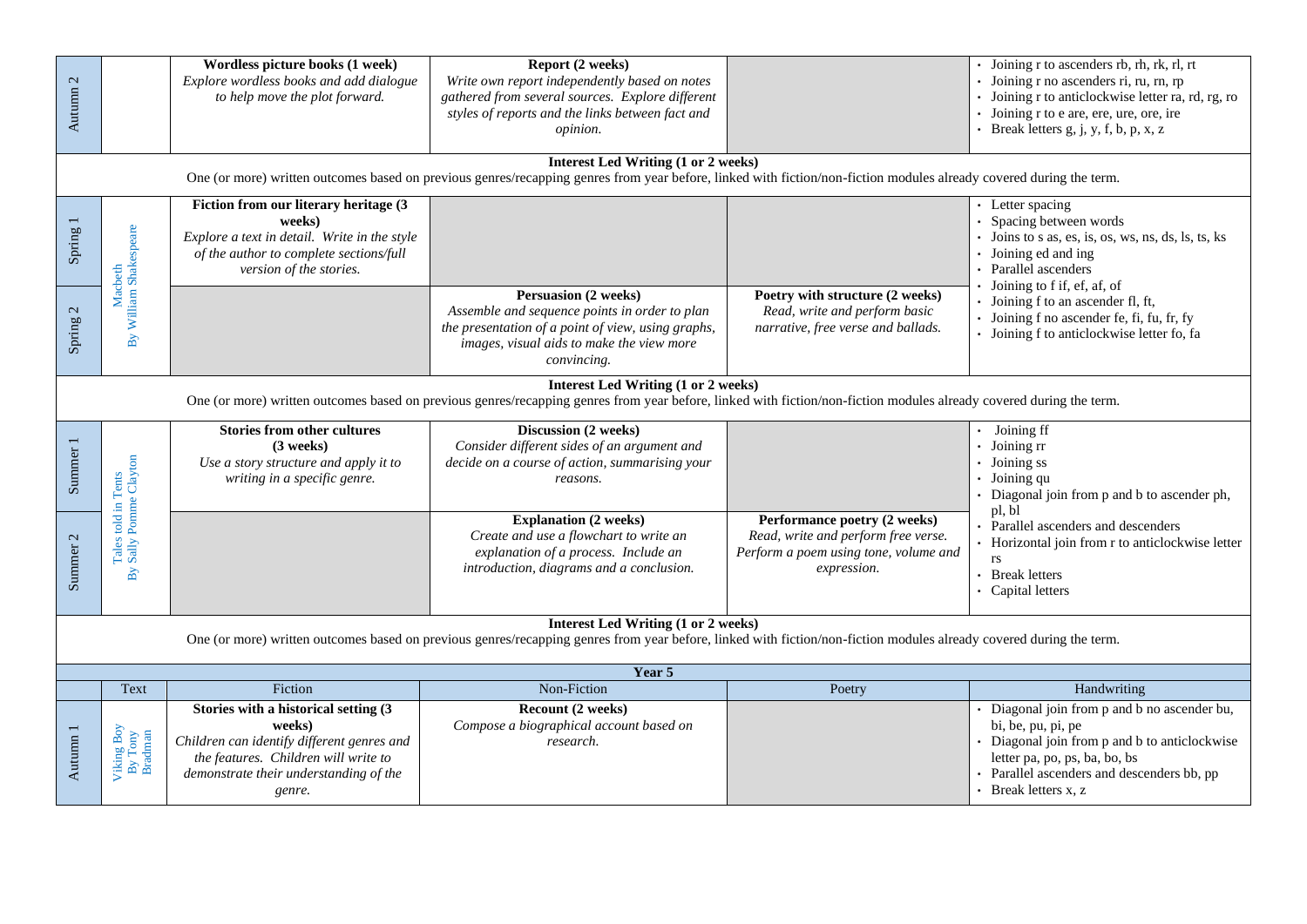| | | | | | |
|---|---|---|---|---|---|
| Autumn 2 | | **Wordless picture books (1 week)**<br>*Explore wordless books and add dialogue to help move the plot forward.* | **Report (2 weeks)**<br>*Write own report independently based on notes gathered from several sources. Explore different styles of reports and the links between fact and opinion.* | | • Joining r to ascenders rb, rh, rk, rl, rt<br>• Joining r no ascenders ri, ru, rn, rp<br>• Joining r to anticlockwise letter ra, rd, rg, ro<br>• Joining r to e are, ere, ure, ore, ire<br>• Break letters g, j, y, f, b, p, x, z |
| **Interest Led Writing (1 or 2 weeks)**<br>One (or more) written outcomes based on previous genres/recapping genres from year before, linked with fiction/non-fiction modules already covered during the term. | | | | | |
| Spring 1 | Macbeth<br>By William Shakespeare | **Fiction from our literary heritage (3 weeks)**<br>*Explore a text in detail. Write in the style of the author to complete sections/full version of the stories.* | | | • Letter spacing<br>• Spacing between words<br>• Joins to s as, es, is, os, ws, ns, ds, ls, ts, ks<br>• Joining ed and ing<br>• Parallel ascenders<br>• Joining to f if, ef, af, of<br>• Joining f to an ascender fl, ft,<br>• Joining f no ascender fe, fi, fu, fr, fy<br>• Joining f to anticlockwise letter fo, fa |
| Spring 2 | | | **Persuasion (2 weeks)**<br>*Assemble and sequence points in order to plan the presentation of a point of view, using graphs, images, visual aids to make the view more convincing.* | **Poetry with structure (2 weeks)**<br>*Read, write and perform basic narrative, free verse and ballads.* | |
| **Interest Led Writing (1 or 2 weeks)**<br>One (or more) written outcomes based on previous genres/recapping genres from year before, linked with fiction/non-fiction modules already covered during the term. | | | | | |
| Summer 1 | Tales told in Tents<br>By Sally Pomme Clayton | **Stories from other cultures (3 weeks)**<br>*Use a story structure and apply it to writing in a specific genre.* | **Discussion (2 weeks)**<br>*Consider different sides of an argument and decide on a course of action, summarising your reasons.* | | • Joining ff<br>• Joining rr<br>• Joining ss<br>• Joining qu<br>• Diagonal join from p and b to ascender ph, pl, bl<br>• Parallel ascenders and descenders<br>• Horizontal join from r to anticlockwise letter rs<br>• Break letters<br>• Capital letters |
| Summer 2 | | | **Explanation (2 weeks)**<br>*Create and use a flowchart to write an explanation of a process. Include an introduction, diagrams and a conclusion.* | **Performance poetry (2 weeks)**<br>*Read, write and perform free verse. Perform a poem using tone, volume and expression.* | |
| **Interest Led Writing (1 or 2 weeks)**<br>One (or more) written outcomes based on previous genres/recapping genres from year before, linked with fiction/non-fiction modules already covered during the term. | | | | | |
| **Year 5** | | | | | |
| | Text | Fiction | Non-Fiction | Poetry | Handwriting |
| Autumn 1 | Viking Boy<br>By Tony Bradman | **Stories with a historical setting (3 weeks)**<br>*Children can identify different genres and the features. Children will write to demonstrate their understanding of the genre.* | **Recount (2 weeks)**<br>*Compose a biographical account based on research.* | | • Diagonal join from p and b no ascender bu, bi, be, pu, pi, pe<br>• Diagonal join from p and b to anticlockwise letter pa, po, ps, ba, bo, bs<br>• Parallel ascenders and descenders bb, pp<br>• Break letters x, z |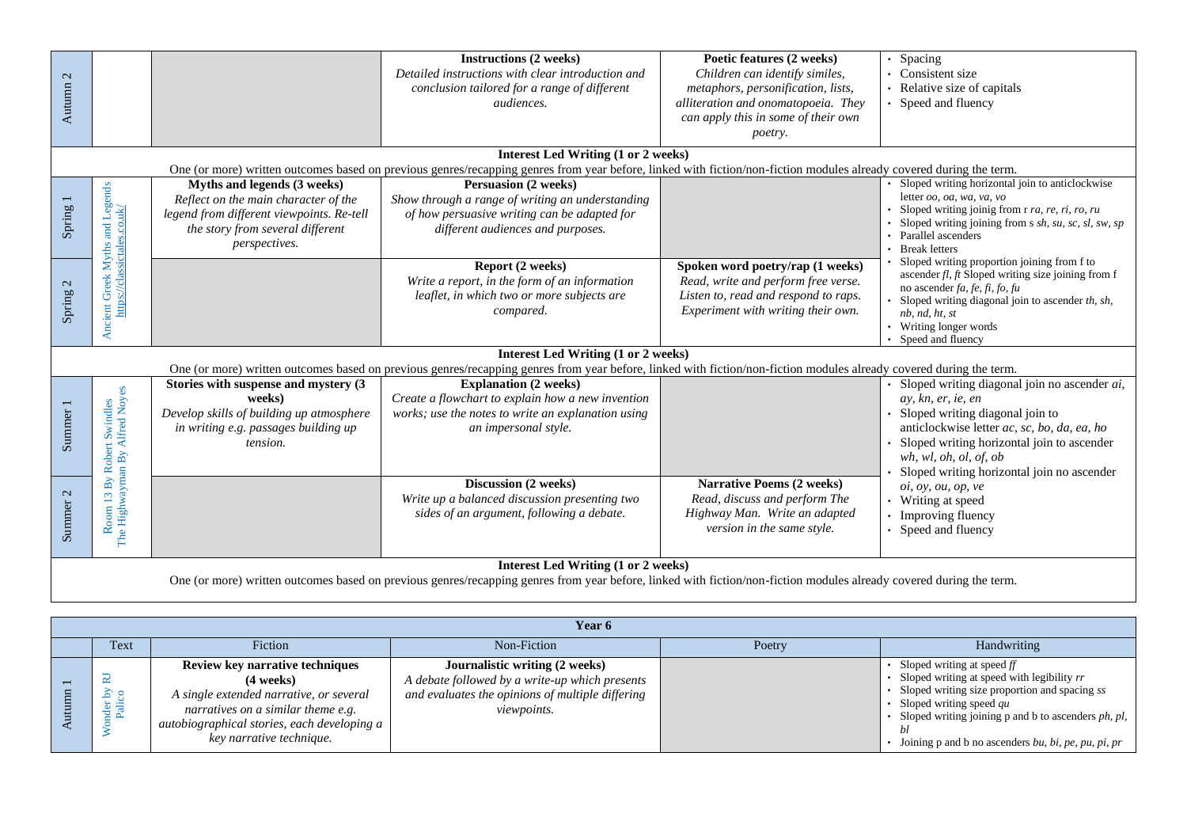| | Text | Fiction | Non-Fiction | Poetry | Handwriting |
|---|---|---|---|---|---|
| Autumn 2 | | | **Instructions (2 weeks)**<br>*Detailed instructions with clear introduction and conclusion tailored for a range of different audiences.* | **Poetic features (2 weeks)**<br>*Children can identify similes, metaphors, personification, lists, alliteration and onomatopoeia. They can apply this in some of their own poetry.* | • Spacing<br>• Consistent size<br>• Relative size of capitals<br>• Speed and fluency |
| **Interest Led Writing (1 or 2 weeks)**<br>One (or more) written outcomes based on previous genres/recapping genres from year before, linked with fiction/non-fiction modules already covered during the term. | | | | | |
| Spring 1 | Ancient Greek Myths and Legends https://classictales.co.uk/ | **Myths and legends (3 weeks)**<br>*Reflect on the main character of the legend from different viewpoints. Re-tell the story from several different perspectives.* | **Persuasion (2 weeks)**<br>*Show through a range of writing an understanding of how persuasive writing can be adapted for different audiences and purposes.* | | • Sloped writing horizontal join to anticlockwise letter *oo, oa, wa, va, vo*<br>• Sloped writing joinig from r *ra, re, ri, ro, ru*<br>• Sloped writing joining from s *sh, su, sc, sl, sw, sp*<br>• Parallel ascenders<br>• Break letters |
| Spring 2 | | | **Report (2 weeks)**<br>*Write a report, in the form of an information leaflet, in which two or more subjects are compared.* | **Spoken word poetry/rap (1 weeks)**<br>*Read, write and perform free verse. Listen to, read and respond to raps. Experiment with writing their own.* | • Sloped writing proportion joining from f to ascender *fl, ft* Sloped writing size joining from f no ascender *fa, fe, fi, fo, fu*<br>• Sloped writing diagonal join to ascender *th, sh, nb, nd, ht, st*<br>• Writing longer words<br>• Speed and fluency |
| **Interest Led Writing (1 or 2 weeks)**<br>One (or more) written outcomes based on previous genres/recapping genres from year before, linked with fiction/non-fiction modules already covered during the term. | | | | | |
| Summer 1 | Room 13 By Robert Swindles<br>The Highwayman By Alfred Noyes | **Stories with suspense and mystery (3 weeks)**<br>*Develop skills of building up atmosphere in writing e.g. passages building up tension.* | **Explanation (2 weeks)**<br>*Create a flowchart to explain how a new invention works; use the notes to write an explanation using an impersonal style.* | | • Sloped writing diagonal join no ascender *ai, ay, kn, er, ie, en*<br>• Sloped writing diagonal join to anticlockwise letter *ac, sc, bo, da, ea, ho*<br>• Sloped writing horizontal join to ascender *wh, wl, oh, ol, of, ob*<br>• Sloped writing horizontal join no ascender *oi, oy, ou, op, ve* |
| Summer 2 | | | **Discussion (2 weeks)**<br>*Write up a balanced discussion presenting two sides of an argument, following a debate.* | **Narrative Poems (2 weeks)**<br>*Read, discuss and perform The Highway Man. Write an adapted version in the same style.* | • Writing at speed<br>• Improving fluency<br>• Speed and fluency |
| **Interest Led Writing (1 or 2 weeks)**<br>One (or more) written outcomes based on previous genres/recapping genres from year before, linked with fiction/non-fiction modules already covered during the term. | | | | | |

| Year 6 | | | | | |
|---|---|---|---|---|---|
| | Text | Fiction | Non-Fiction | Poetry | Handwriting |
| Autumn 1 | Wonder by RJ Palico | **Review key narrative techniques (4 weeks)**<br>*A single extended narrative, or several narratives on a similar theme e.g. autobiographical stories, each developing a key narrative technique.* | **Journalistic writing (2 weeks)**<br>*A debate followed by a write-up which presents and evaluates the opinions of multiple differing viewpoints.* | | • Sloped writing at speed *ff*<br>• Sloped writing at speed with legibility *rr*<br>• Sloped writing size proportion and spacing *ss*<br>• Sloped writing speed *qu*<br>• Sloped writing joining p and b to ascenders *ph, pl, bl*<br>• Joining p and b no ascenders *bu, bi, pe, pu, pi, pr* |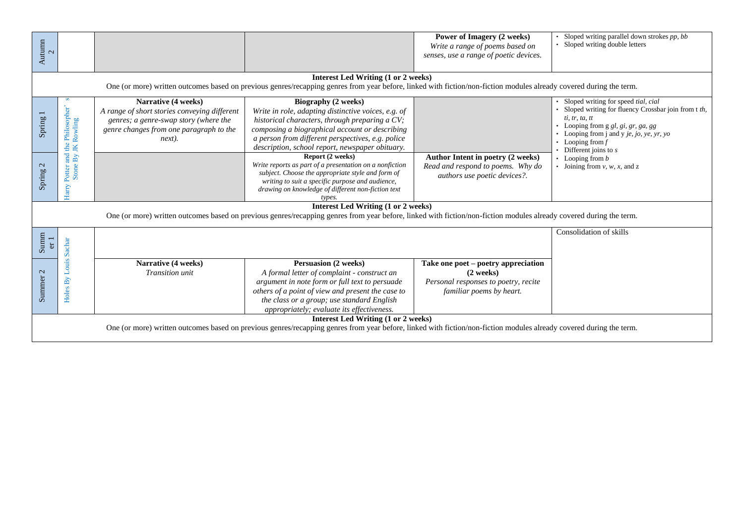| | | | | | |
|---|---|---|---|---|---|
| Autumn 2 | | | | **Power of Imagery (2 weeks)** *Write a range of poems based on senses, use a range of poetic devices.* | • Sloped writing parallel down strokes *pp, bb* • Sloped writing double letters |
| **Interest Led Writing (1 or 2 weeks)** One (or more) written outcomes based on previous genres/recapping genres from year before, linked with fiction/non-fiction modules already covered during the term. | | | | | |
| Spring 1 | Harry Potter and the Philosopher's Stone By JK Rowling | **Narrative (4 weeks)** *A range of short stories conveying different genres; a genre-swap story (where the genre changes from one paragraph to the next).* | **Biography (2 weeks)** *Write in role, adapting distinctive voices, e.g. of historical characters, through preparing a CV; composing a biographical account or describing a person from different perspectives, e.g. police description, school report, newspaper obituary.* | | • Sloped writing for speed *tial, cial* • Sloped writing for fluency Crossbar join from t *th, ti, tr, ta, tt* • Looping from g *gl, gi, gr, ga, gg* • Looping from j and y *je, jo, ye, yr, yo* • Looping from *f* • Different joins to *s* • Looping from *b* • Joining from *v, w, x,* and z |
| Spring 2 | | | **Report (2 weeks)** *Write reports as part of a presentation on a nonfiction subject. Choose the appropriate style and form of writing to suit a specific purpose and audience, drawing on knowledge of different non-fiction text types.* | **Author Intent in poetry (2 weeks)** *Read and respond to poems. Why do authors use poetic devices?.* | |
| **Interest Led Writing (1 or 2 weeks)** One (or more) written outcomes based on previous genres/recapping genres from year before, linked with fiction/non-fiction modules already covered during the term. | | | | | |
| Summer 1 | Holes By Louis Sachar | | | | Consolidation of skills |
| Summer 2 | | **Narrative (4 weeks)** *Transition unit* | **Persuasion (2 weeks)** *A formal letter of complaint - construct an argument in note form or full text to persuade others of a point of view and present the case to the class or a group; use standard English appropriately; evaluate its effectiveness.* | **Take one poet – poetry appreciation (2 weeks)** *Personal responses to poetry, recite familiar poems by heart.* | |
| **Interest Led Writing (1 or 2 weeks)** One (or more) written outcomes based on previous genres/recapping genres from year before, linked with fiction/non-fiction modules already covered during the term. | | | | | |